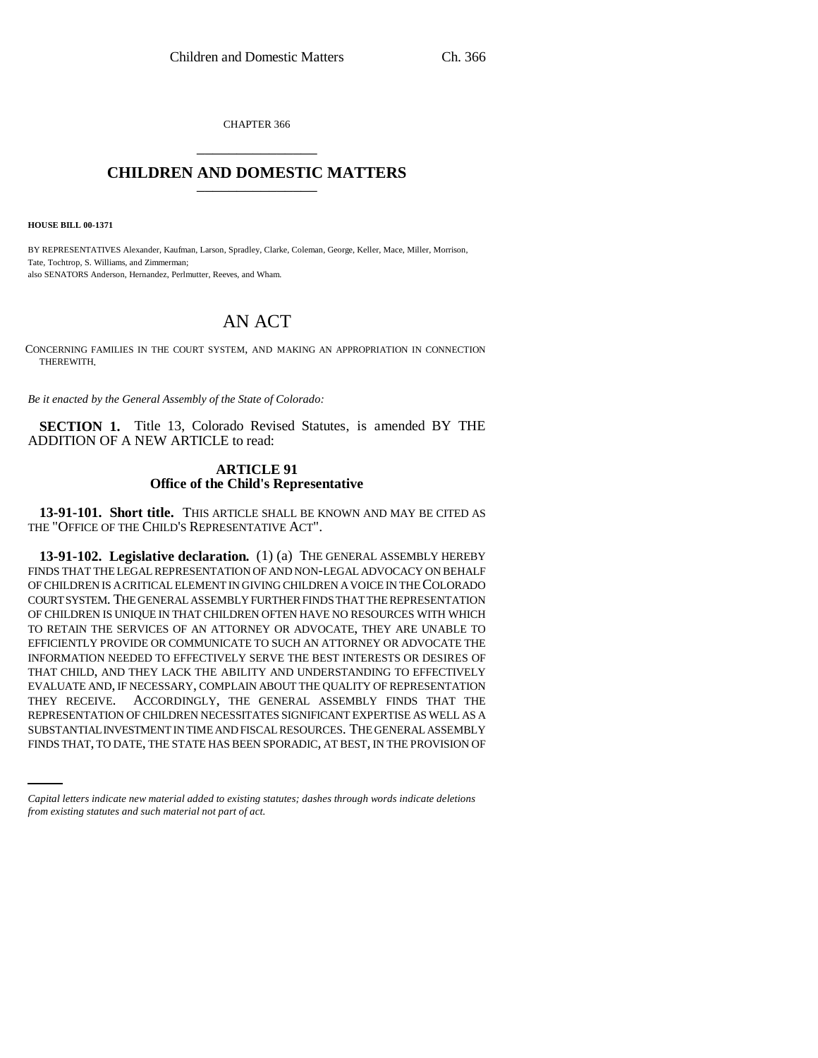CHAPTER 366

# CHILDREN AND DOMESTIC MATTERS

**HOUSE BILL 00-1371**

BY REPRESENTATIVES Alexander, Kaufman, Larson, Spradley, Clarke, Coleman, George, Keller, Mace, Miller, Morrison, Tate, Tochtrop, S. Williams, and Zimmerman;
also SENATORS Anderson, Hernandez, Perlmutter, Reeves, and Wham.

# AN ACT

CONCERNING FAMILIES IN THE COURT SYSTEM, AND MAKING AN APPROPRIATION IN CONNECTION THEREWITH.

*Be it enacted by the General Assembly of the State of Colorado:*

**SECTION 1.** Title 13, Colorado Revised Statutes, is amended BY THE ADDITION OF A NEW ARTICLE to read:

## ARTICLE 91
## Office of the Child's Representative

**13-91-101. Short title.** THIS ARTICLE SHALL BE KNOWN AND MAY BE CITED AS THE "OFFICE OF THE CHILD'S REPRESENTATIVE ACT".

**13-91-102. Legislative declaration.** (1) (a) THE GENERAL ASSEMBLY HEREBY FINDS THAT THE LEGAL REPRESENTATION OF AND NON-LEGAL ADVOCACY ON BEHALF OF CHILDREN IS A CRITICAL ELEMENT IN GIVING CHILDREN A VOICE IN THE COLORADO COURT SYSTEM. THE GENERAL ASSEMBLY FURTHER FINDS THAT THE REPRESENTATION OF CHILDREN IS UNIQUE IN THAT CHILDREN OFTEN HAVE NO RESOURCES WITH WHICH TO RETAIN THE SERVICES OF AN ATTORNEY OR ADVOCATE, THEY ARE UNABLE TO EFFICIENTLY PROVIDE OR COMMUNICATE TO SUCH AN ATTORNEY OR ADVOCATE THE INFORMATION NEEDED TO EFFECTIVELY SERVE THE BEST INTERESTS OR DESIRES OF THAT CHILD, AND THEY LACK THE ABILITY AND UNDERSTANDING TO EFFECTIVELY EVALUATE AND, IF NECESSARY, COMPLAIN ABOUT THE QUALITY OF REPRESENTATION THEY RECEIVE. ACCORDINGLY, THE GENERAL ASSEMBLY FINDS THAT THE REPRESENTATION OF CHILDREN NECESSITATES SIGNIFICANT EXPERTISE AS WELL AS A SUBSTANTIAL INVESTMENT IN TIME AND FISCAL RESOURCES. THE GENERAL ASSEMBLY FINDS THAT, TO DATE, THE STATE HAS BEEN SPORADIC, AT BEST, IN THE PROVISION OF

*Capital letters indicate new material added to existing statutes; dashes through words indicate deletions from existing statutes and such material not part of act.*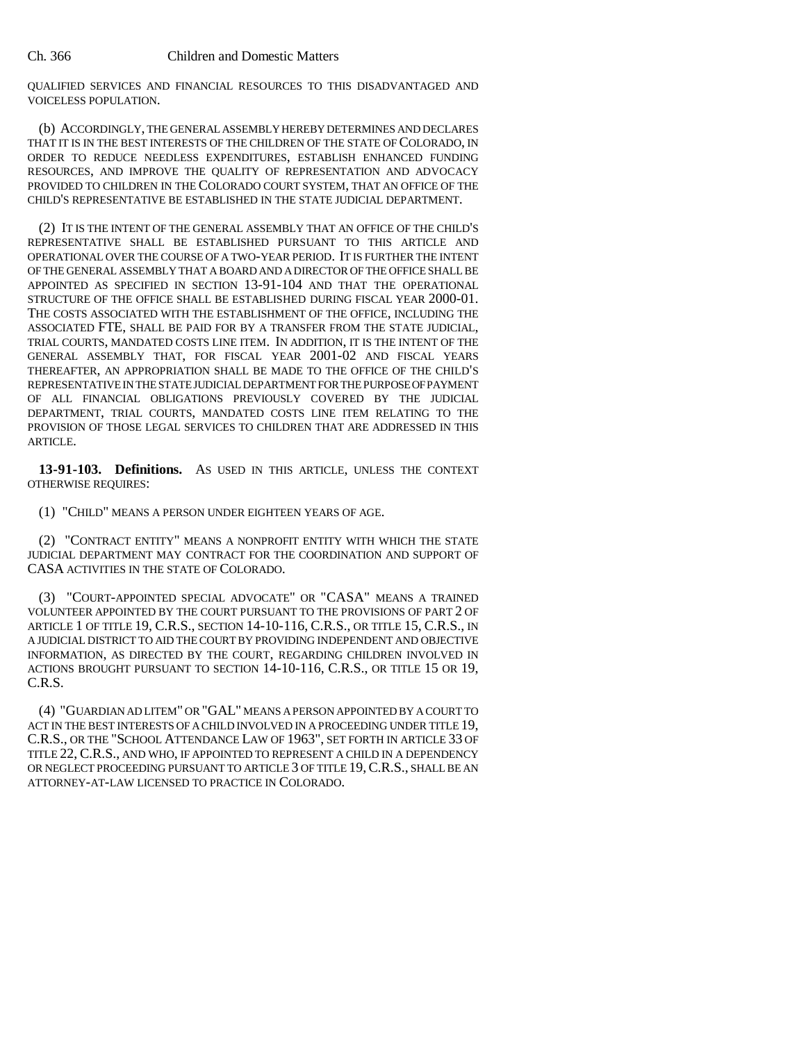QUALIFIED SERVICES AND FINANCIAL RESOURCES TO THIS DISADVANTAGED AND VOICELESS POPULATION.

(b) ACCORDINGLY, THE GENERAL ASSEMBLY HEREBY DETERMINES AND DECLARES THAT IT IS IN THE BEST INTERESTS OF THE CHILDREN OF THE STATE OF COLORADO, IN ORDER TO REDUCE NEEDLESS EXPENDITURES, ESTABLISH ENHANCED FUNDING RESOURCES, AND IMPROVE THE QUALITY OF REPRESENTATION AND ADVOCACY PROVIDED TO CHILDREN IN THE COLORADO COURT SYSTEM, THAT AN OFFICE OF THE CHILD'S REPRESENTATIVE BE ESTABLISHED IN THE STATE JUDICIAL DEPARTMENT.

(2) IT IS THE INTENT OF THE GENERAL ASSEMBLY THAT AN OFFICE OF THE CHILD'S REPRESENTATIVE SHALL BE ESTABLISHED PURSUANT TO THIS ARTICLE AND OPERATIONAL OVER THE COURSE OF A TWO-YEAR PERIOD. IT IS FURTHER THE INTENT OF THE GENERAL ASSEMBLY THAT A BOARD AND A DIRECTOR OF THE OFFICE SHALL BE APPOINTED AS SPECIFIED IN SECTION 13-91-104 AND THAT THE OPERATIONAL STRUCTURE OF THE OFFICE SHALL BE ESTABLISHED DURING FISCAL YEAR 2000-01. THE COSTS ASSOCIATED WITH THE ESTABLISHMENT OF THE OFFICE, INCLUDING THE ASSOCIATED FTE, SHALL BE PAID FOR BY A TRANSFER FROM THE STATE JUDICIAL, TRIAL COURTS, MANDATED COSTS LINE ITEM. IN ADDITION, IT IS THE INTENT OF THE GENERAL ASSEMBLY THAT, FOR FISCAL YEAR 2001-02 AND FISCAL YEARS THEREAFTER, AN APPROPRIATION SHALL BE MADE TO THE OFFICE OF THE CHILD'S REPRESENTATIVE IN THE STATE JUDICIAL DEPARTMENT FOR THE PURPOSE OF PAYMENT OF ALL FINANCIAL OBLIGATIONS PREVIOUSLY COVERED BY THE JUDICIAL DEPARTMENT, TRIAL COURTS, MANDATED COSTS LINE ITEM RELATING TO THE PROVISION OF THOSE LEGAL SERVICES TO CHILDREN THAT ARE ADDRESSED IN THIS ARTICLE.

**13-91-103. Definitions.** AS USED IN THIS ARTICLE, UNLESS THE CONTEXT OTHERWISE REQUIRES:

(1) "CHILD" MEANS A PERSON UNDER EIGHTEEN YEARS OF AGE.

(2) "CONTRACT ENTITY" MEANS A NONPROFIT ENTITY WITH WHICH THE STATE JUDICIAL DEPARTMENT MAY CONTRACT FOR THE COORDINATION AND SUPPORT OF CASA ACTIVITIES IN THE STATE OF COLORADO.

(3) "COURT-APPOINTED SPECIAL ADVOCATE" OR "CASA" MEANS A TRAINED VOLUNTEER APPOINTED BY THE COURT PURSUANT TO THE PROVISIONS OF PART 2 OF ARTICLE 1 OF TITLE 19, C.R.S., SECTION 14-10-116, C.R.S., OR TITLE 15, C.R.S., IN A JUDICIAL DISTRICT TO AID THE COURT BY PROVIDING INDEPENDENT AND OBJECTIVE INFORMATION, AS DIRECTED BY THE COURT, REGARDING CHILDREN INVOLVED IN ACTIONS BROUGHT PURSUANT TO SECTION 14-10-116, C.R.S., OR TITLE 15 OR 19, C.R.S.

(4) "GUARDIAN AD LITEM" OR "GAL" MEANS A PERSON APPOINTED BY A COURT TO ACT IN THE BEST INTERESTS OF A CHILD INVOLVED IN A PROCEEDING UNDER TITLE 19, C.R.S., OR THE "SCHOOL ATTENDANCE LAW OF 1963", SET FORTH IN ARTICLE 33 OF TITLE 22, C.R.S., AND WHO, IF APPOINTED TO REPRESENT A CHILD IN A DEPENDENCY OR NEGLECT PROCEEDING PURSUANT TO ARTICLE 3 OF TITLE 19, C.R.S., SHALL BE AN ATTORNEY-AT-LAW LICENSED TO PRACTICE IN COLORADO.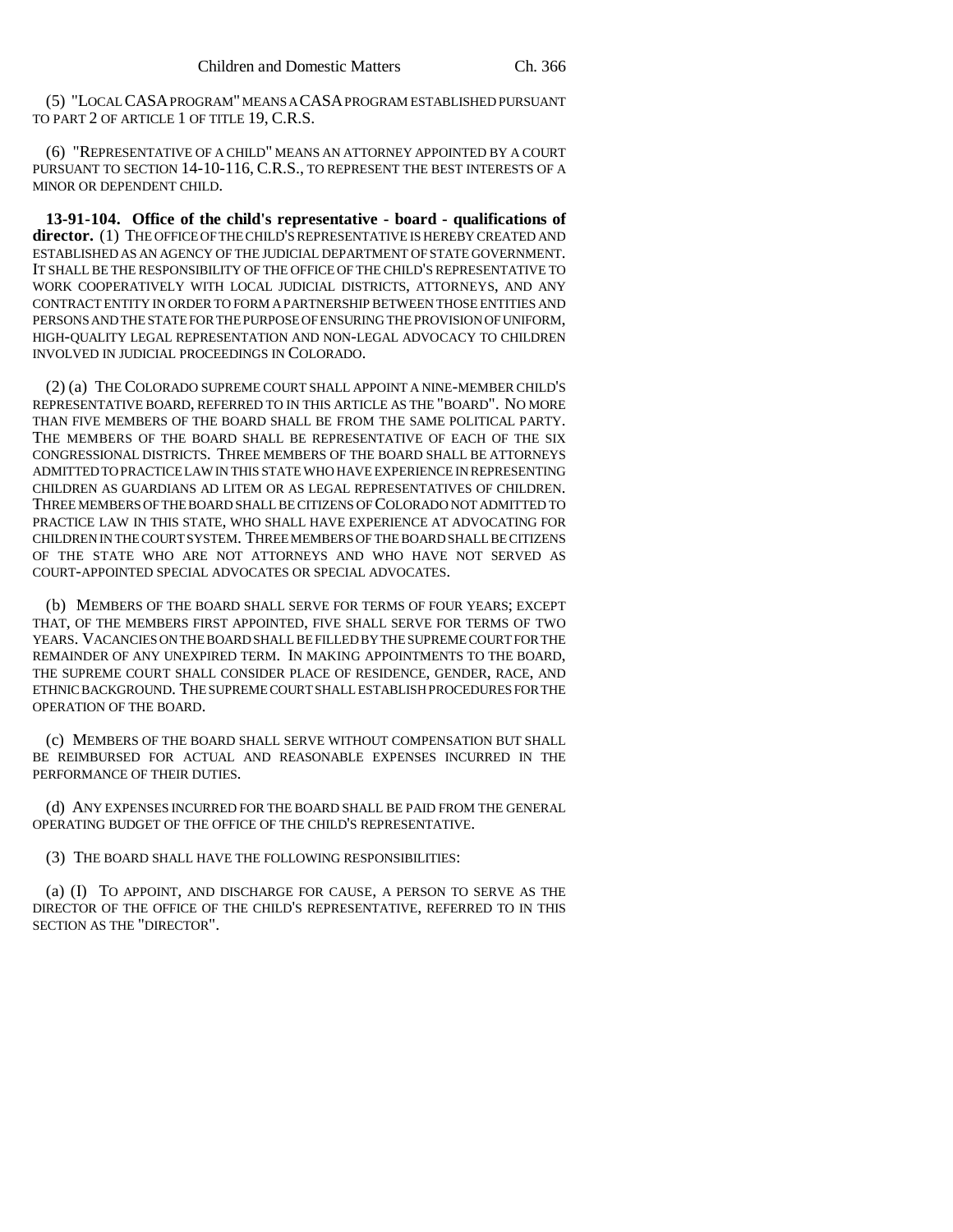(5) "LOCAL CASA PROGRAM" MEANS A CASA PROGRAM ESTABLISHED PURSUANT TO PART 2 OF ARTICLE 1 OF TITLE 19, C.R.S.

(6) "REPRESENTATIVE OF A CHILD" MEANS AN ATTORNEY APPOINTED BY A COURT PURSUANT TO SECTION 14-10-116, C.R.S., TO REPRESENT THE BEST INTERESTS OF A MINOR OR DEPENDENT CHILD.

**13-91-104. Office of the child's representative - board - qualifications of director.** (1) THE OFFICE OF THE CHILD'S REPRESENTATIVE IS HEREBY CREATED AND ESTABLISHED AS AN AGENCY OF THE JUDICIAL DEPARTMENT OF STATE GOVERNMENT. IT SHALL BE THE RESPONSIBILITY OF THE OFFICE OF THE CHILD'S REPRESENTATIVE TO WORK COOPERATIVELY WITH LOCAL JUDICIAL DISTRICTS, ATTORNEYS, AND ANY CONTRACT ENTITY IN ORDER TO FORM A PARTNERSHIP BETWEEN THOSE ENTITIES AND PERSONS AND THE STATE FOR THE PURPOSE OF ENSURING THE PROVISION OF UNIFORM, HIGH-QUALITY LEGAL REPRESENTATION AND NON-LEGAL ADVOCACY TO CHILDREN INVOLVED IN JUDICIAL PROCEEDINGS IN COLORADO.

(2) (a) THE COLORADO SUPREME COURT SHALL APPOINT A NINE-MEMBER CHILD'S REPRESENTATIVE BOARD, REFERRED TO IN THIS ARTICLE AS THE "BOARD". NO MORE THAN FIVE MEMBERS OF THE BOARD SHALL BE FROM THE SAME POLITICAL PARTY. THE MEMBERS OF THE BOARD SHALL BE REPRESENTATIVE OF EACH OF THE SIX CONGRESSIONAL DISTRICTS. THREE MEMBERS OF THE BOARD SHALL BE ATTORNEYS ADMITTED TO PRACTICE LAW IN THIS STATE WHO HAVE EXPERIENCE IN REPRESENTING CHILDREN AS GUARDIANS AD LITEM OR AS LEGAL REPRESENTATIVES OF CHILDREN. THREE MEMBERS OF THE BOARD SHALL BE CITIZENS OF COLORADO NOT ADMITTED TO PRACTICE LAW IN THIS STATE, WHO SHALL HAVE EXPERIENCE AT ADVOCATING FOR CHILDREN IN THE COURT SYSTEM. THREE MEMBERS OF THE BOARD SHALL BE CITIZENS OF THE STATE WHO ARE NOT ATTORNEYS AND WHO HAVE NOT SERVED AS COURT-APPOINTED SPECIAL ADVOCATES OR SPECIAL ADVOCATES.

(b) MEMBERS OF THE BOARD SHALL SERVE FOR TERMS OF FOUR YEARS; EXCEPT THAT, OF THE MEMBERS FIRST APPOINTED, FIVE SHALL SERVE FOR TERMS OF TWO YEARS. VACANCIES ON THE BOARD SHALL BE FILLED BY THE SUPREME COURT FOR THE REMAINDER OF ANY UNEXPIRED TERM. IN MAKING APPOINTMENTS TO THE BOARD, THE SUPREME COURT SHALL CONSIDER PLACE OF RESIDENCE, GENDER, RACE, AND ETHNIC BACKGROUND. THE SUPREME COURT SHALL ESTABLISH PROCEDURES FOR THE OPERATION OF THE BOARD.

(c) MEMBERS OF THE BOARD SHALL SERVE WITHOUT COMPENSATION BUT SHALL BE REIMBURSED FOR ACTUAL AND REASONABLE EXPENSES INCURRED IN THE PERFORMANCE OF THEIR DUTIES.

(d) ANY EXPENSES INCURRED FOR THE BOARD SHALL BE PAID FROM THE GENERAL OPERATING BUDGET OF THE OFFICE OF THE CHILD'S REPRESENTATIVE.

(3) THE BOARD SHALL HAVE THE FOLLOWING RESPONSIBILITIES:

(a) (I) TO APPOINT, AND DISCHARGE FOR CAUSE, A PERSON TO SERVE AS THE DIRECTOR OF THE OFFICE OF THE CHILD'S REPRESENTATIVE, REFERRED TO IN THIS SECTION AS THE "DIRECTOR".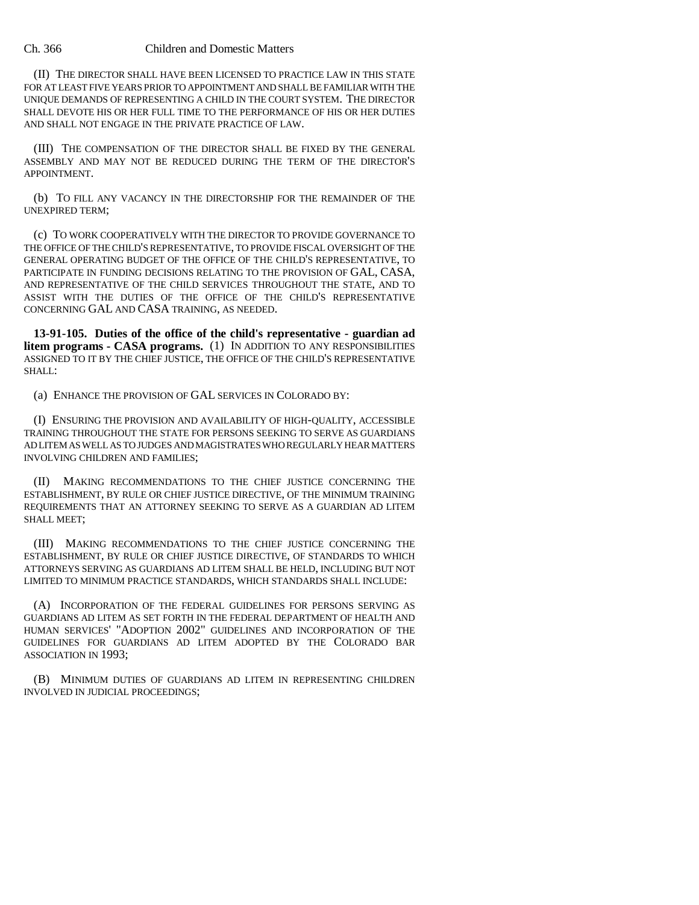(II) THE DIRECTOR SHALL HAVE BEEN LICENSED TO PRACTICE LAW IN THIS STATE FOR AT LEAST FIVE YEARS PRIOR TO APPOINTMENT AND SHALL BE FAMILIAR WITH THE UNIQUE DEMANDS OF REPRESENTING A CHILD IN THE COURT SYSTEM. THE DIRECTOR SHALL DEVOTE HIS OR HER FULL TIME TO THE PERFORMANCE OF HIS OR HER DUTIES AND SHALL NOT ENGAGE IN THE PRIVATE PRACTICE OF LAW.

(III) THE COMPENSATION OF THE DIRECTOR SHALL BE FIXED BY THE GENERAL ASSEMBLY AND MAY NOT BE REDUCED DURING THE TERM OF THE DIRECTOR'S APPOINTMENT.

(b) TO FILL ANY VACANCY IN THE DIRECTORSHIP FOR THE REMAINDER OF THE UNEXPIRED TERM;

(c) TO WORK COOPERATIVELY WITH THE DIRECTOR TO PROVIDE GOVERNANCE TO THE OFFICE OF THE CHILD'S REPRESENTATIVE, TO PROVIDE FISCAL OVERSIGHT OF THE GENERAL OPERATING BUDGET OF THE OFFICE OF THE CHILD'S REPRESENTATIVE, TO PARTICIPATE IN FUNDING DECISIONS RELATING TO THE PROVISION OF GAL, CASA, AND REPRESENTATIVE OF THE CHILD SERVICES THROUGHOUT THE STATE, AND TO ASSIST WITH THE DUTIES OF THE OFFICE OF THE CHILD'S REPRESENTATIVE CONCERNING GAL AND CASA TRAINING, AS NEEDED.

**13-91-105. Duties of the office of the child's representative - guardian ad litem programs - CASA programs.** (1) IN ADDITION TO ANY RESPONSIBILITIES ASSIGNED TO IT BY THE CHIEF JUSTICE, THE OFFICE OF THE CHILD'S REPRESENTATIVE SHALL:

(a) ENHANCE THE PROVISION OF GAL SERVICES IN COLORADO BY:

(I) ENSURING THE PROVISION AND AVAILABILITY OF HIGH-QUALITY, ACCESSIBLE TRAINING THROUGHOUT THE STATE FOR PERSONS SEEKING TO SERVE AS GUARDIANS AD LITEM AS WELL AS TO JUDGES AND MAGISTRATES WHO REGULARLY HEAR MATTERS INVOLVING CHILDREN AND FAMILIES;

(II) MAKING RECOMMENDATIONS TO THE CHIEF JUSTICE CONCERNING THE ESTABLISHMENT, BY RULE OR CHIEF JUSTICE DIRECTIVE, OF THE MINIMUM TRAINING REQUIREMENTS THAT AN ATTORNEY SEEKING TO SERVE AS A GUARDIAN AD LITEM SHALL MEET;

(III) MAKING RECOMMENDATIONS TO THE CHIEF JUSTICE CONCERNING THE ESTABLISHMENT, BY RULE OR CHIEF JUSTICE DIRECTIVE, OF STANDARDS TO WHICH ATTORNEYS SERVING AS GUARDIANS AD LITEM SHALL BE HELD, INCLUDING BUT NOT LIMITED TO MINIMUM PRACTICE STANDARDS, WHICH STANDARDS SHALL INCLUDE:

(A) INCORPORATION OF THE FEDERAL GUIDELINES FOR PERSONS SERVING AS GUARDIANS AD LITEM AS SET FORTH IN THE FEDERAL DEPARTMENT OF HEALTH AND HUMAN SERVICES' "ADOPTION 2002" GUIDELINES AND INCORPORATION OF THE GUIDELINES FOR GUARDIANS AD LITEM ADOPTED BY THE COLORADO BAR ASSOCIATION IN 1993;

(B) MINIMUM DUTIES OF GUARDIANS AD LITEM IN REPRESENTING CHILDREN INVOLVED IN JUDICIAL PROCEEDINGS;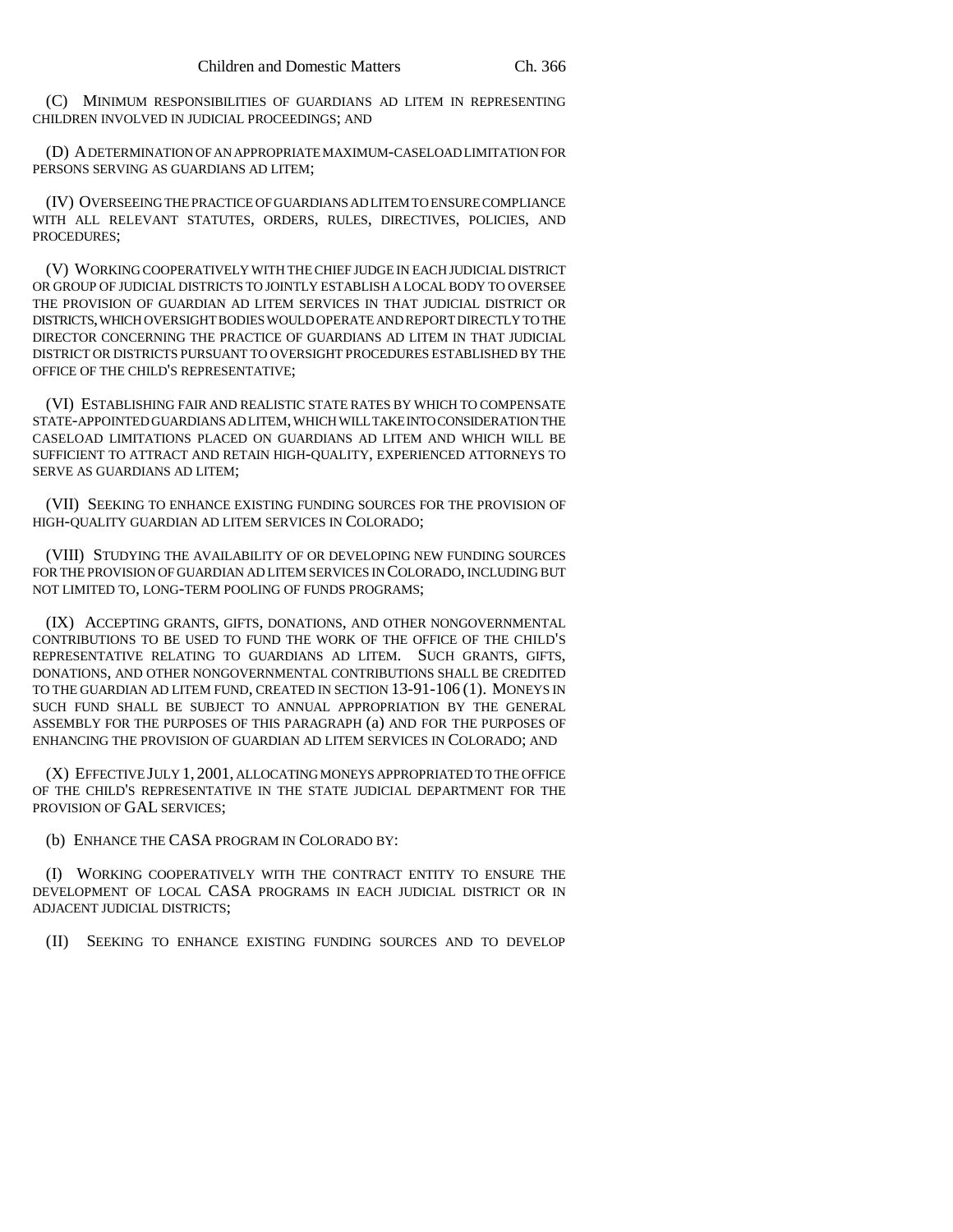(C) MINIMUM RESPONSIBILITIES OF GUARDIANS AD LITEM IN REPRESENTING CHILDREN INVOLVED IN JUDICIAL PROCEEDINGS; AND

(D) A DETERMINATION OF AN APPROPRIATE MAXIMUM-CASELOAD LIMITATION FOR PERSONS SERVING AS GUARDIANS AD LITEM;

(IV) OVERSEEING THE PRACTICE OF GUARDIANS AD LITEM TO ENSURE COMPLIANCE WITH ALL RELEVANT STATUTES, ORDERS, RULES, DIRECTIVES, POLICIES, AND PROCEDURES;

(V) WORKING COOPERATIVELY WITH THE CHIEF JUDGE IN EACH JUDICIAL DISTRICT OR GROUP OF JUDICIAL DISTRICTS TO JOINTLY ESTABLISH A LOCAL BODY TO OVERSEE THE PROVISION OF GUARDIAN AD LITEM SERVICES IN THAT JUDICIAL DISTRICT OR DISTRICTS, WHICH OVERSIGHT BODIES WOULD OPERATE AND REPORT DIRECTLY TO THE DIRECTOR CONCERNING THE PRACTICE OF GUARDIANS AD LITEM IN THAT JUDICIAL DISTRICT OR DISTRICTS PURSUANT TO OVERSIGHT PROCEDURES ESTABLISHED BY THE OFFICE OF THE CHILD'S REPRESENTATIVE;

(VI) ESTABLISHING FAIR AND REALISTIC STATE RATES BY WHICH TO COMPENSATE STATE-APPOINTED GUARDIANS AD LITEM, WHICH WILL TAKE INTO CONSIDERATION THE CASELOAD LIMITATIONS PLACED ON GUARDIANS AD LITEM AND WHICH WILL BE SUFFICIENT TO ATTRACT AND RETAIN HIGH-QUALITY, EXPERIENCED ATTORNEYS TO SERVE AS GUARDIANS AD LITEM;

(VII) SEEKING TO ENHANCE EXISTING FUNDING SOURCES FOR THE PROVISION OF HIGH-QUALITY GUARDIAN AD LITEM SERVICES IN COLORADO;

(VIII) STUDYING THE AVAILABILITY OF OR DEVELOPING NEW FUNDING SOURCES FOR THE PROVISION OF GUARDIAN AD LITEM SERVICES IN COLORADO, INCLUDING BUT NOT LIMITED TO, LONG-TERM POOLING OF FUNDS PROGRAMS;

(IX) ACCEPTING GRANTS, GIFTS, DONATIONS, AND OTHER NONGOVERNMENTAL CONTRIBUTIONS TO BE USED TO FUND THE WORK OF THE OFFICE OF THE CHILD'S REPRESENTATIVE RELATING TO GUARDIANS AD LITEM. SUCH GRANTS, GIFTS, DONATIONS, AND OTHER NONGOVERNMENTAL CONTRIBUTIONS SHALL BE CREDITED TO THE GUARDIAN AD LITEM FUND, CREATED IN SECTION 13-91-106 (1). MONEYS IN SUCH FUND SHALL BE SUBJECT TO ANNUAL APPROPRIATION BY THE GENERAL ASSEMBLY FOR THE PURPOSES OF THIS PARAGRAPH (a) AND FOR THE PURPOSES OF ENHANCING THE PROVISION OF GUARDIAN AD LITEM SERVICES IN COLORADO; AND

(X) EFFECTIVE JULY 1, 2001, ALLOCATING MONEYS APPROPRIATED TO THE OFFICE OF THE CHILD'S REPRESENTATIVE IN THE STATE JUDICIAL DEPARTMENT FOR THE PROVISION OF GAL SERVICES;

(b) ENHANCE THE CASA PROGRAM IN COLORADO BY:

(I) WORKING COOPERATIVELY WITH THE CONTRACT ENTITY TO ENSURE THE DEVELOPMENT OF LOCAL CASA PROGRAMS IN EACH JUDICIAL DISTRICT OR IN ADJACENT JUDICIAL DISTRICTS;

(II) SEEKING TO ENHANCE EXISTING FUNDING SOURCES AND TO DEVELOP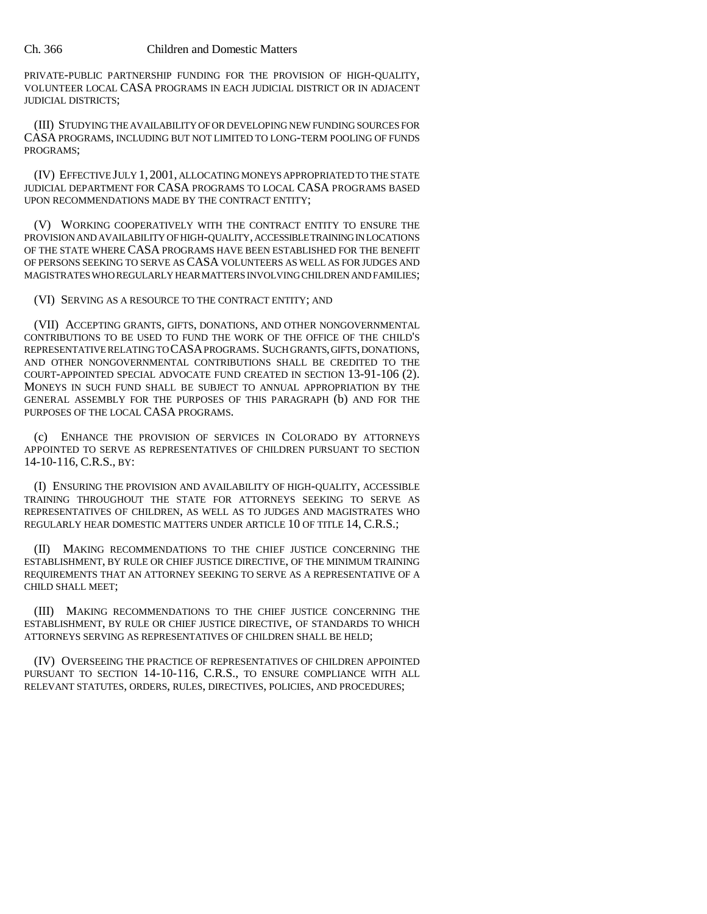PRIVATE-PUBLIC PARTNERSHIP FUNDING FOR THE PROVISION OF HIGH-QUALITY, VOLUNTEER LOCAL CASA PROGRAMS IN EACH JUDICIAL DISTRICT OR IN ADJACENT JUDICIAL DISTRICTS;

(III) STUDYING THE AVAILABILITY OF OR DEVELOPING NEW FUNDING SOURCES FOR CASA PROGRAMS, INCLUDING BUT NOT LIMITED TO LONG-TERM POOLING OF FUNDS PROGRAMS;

(IV) EFFECTIVE JULY 1, 2001, ALLOCATING MONEYS APPROPRIATED TO THE STATE JUDICIAL DEPARTMENT FOR CASA PROGRAMS TO LOCAL CASA PROGRAMS BASED UPON RECOMMENDATIONS MADE BY THE CONTRACT ENTITY;

(V) WORKING COOPERATIVELY WITH THE CONTRACT ENTITY TO ENSURE THE PROVISION AND AVAILABILITY OF HIGH-QUALITY, ACCESSIBLE TRAINING IN LOCATIONS OF THE STATE WHERE CASA PROGRAMS HAVE BEEN ESTABLISHED FOR THE BENEFIT OF PERSONS SEEKING TO SERVE AS CASA VOLUNTEERS AS WELL AS FOR JUDGES AND MAGISTRATES WHO REGULARLY HEAR MATTERS INVOLVING CHILDREN AND FAMILIES;

(VI) SERVING AS A RESOURCE TO THE CONTRACT ENTITY; AND

(VII) ACCEPTING GRANTS, GIFTS, DONATIONS, AND OTHER NONGOVERNMENTAL CONTRIBUTIONS TO BE USED TO FUND THE WORK OF THE OFFICE OF THE CHILD'S REPRESENTATIVE RELATING TO CASA PROGRAMS. SUCH GRANTS, GIFTS, DONATIONS, AND OTHER NONGOVERNMENTAL CONTRIBUTIONS SHALL BE CREDITED TO THE COURT-APPOINTED SPECIAL ADVOCATE FUND CREATED IN SECTION 13-91-106 (2). MONEYS IN SUCH FUND SHALL BE SUBJECT TO ANNUAL APPROPRIATION BY THE GENERAL ASSEMBLY FOR THE PURPOSES OF THIS PARAGRAPH (b) AND FOR THE PURPOSES OF THE LOCAL CASA PROGRAMS.

(c) ENHANCE THE PROVISION OF SERVICES IN COLORADO BY ATTORNEYS APPOINTED TO SERVE AS REPRESENTATIVES OF CHILDREN PURSUANT TO SECTION 14-10-116, C.R.S., BY:

(I) ENSURING THE PROVISION AND AVAILABILITY OF HIGH-QUALITY, ACCESSIBLE TRAINING THROUGHOUT THE STATE FOR ATTORNEYS SEEKING TO SERVE AS REPRESENTATIVES OF CHILDREN, AS WELL AS TO JUDGES AND MAGISTRATES WHO REGULARLY HEAR DOMESTIC MATTERS UNDER ARTICLE 10 OF TITLE 14, C.R.S.;

(II) MAKING RECOMMENDATIONS TO THE CHIEF JUSTICE CONCERNING THE ESTABLISHMENT, BY RULE OR CHIEF JUSTICE DIRECTIVE, OF THE MINIMUM TRAINING REQUIREMENTS THAT AN ATTORNEY SEEKING TO SERVE AS A REPRESENTATIVE OF A CHILD SHALL MEET;

(III) MAKING RECOMMENDATIONS TO THE CHIEF JUSTICE CONCERNING THE ESTABLISHMENT, BY RULE OR CHIEF JUSTICE DIRECTIVE, OF STANDARDS TO WHICH ATTORNEYS SERVING AS REPRESENTATIVES OF CHILDREN SHALL BE HELD;

(IV) OVERSEEING THE PRACTICE OF REPRESENTATIVES OF CHILDREN APPOINTED PURSUANT TO SECTION 14-10-116, C.R.S., TO ENSURE COMPLIANCE WITH ALL RELEVANT STATUTES, ORDERS, RULES, DIRECTIVES, POLICIES, AND PROCEDURES;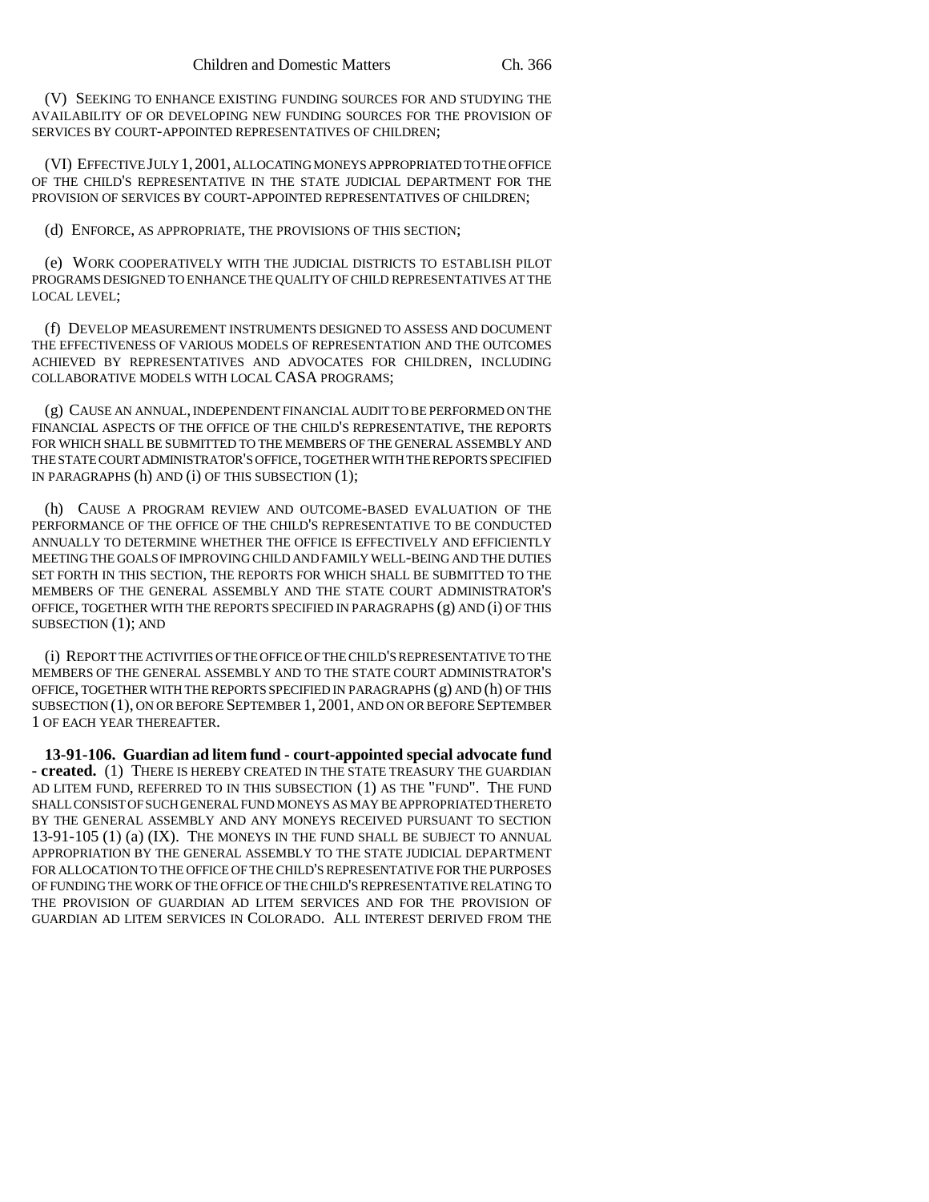(V) SEEKING TO ENHANCE EXISTING FUNDING SOURCES FOR AND STUDYING THE AVAILABILITY OF OR DEVELOPING NEW FUNDING SOURCES FOR THE PROVISION OF SERVICES BY COURT-APPOINTED REPRESENTATIVES OF CHILDREN;

(VI) EFFECTIVE JULY 1, 2001, ALLOCATING MONEYS APPROPRIATED TO THE OFFICE OF THE CHILD'S REPRESENTATIVE IN THE STATE JUDICIAL DEPARTMENT FOR THE PROVISION OF SERVICES BY COURT-APPOINTED REPRESENTATIVES OF CHILDREN;

(d) ENFORCE, AS APPROPRIATE, THE PROVISIONS OF THIS SECTION;

(e) WORK COOPERATIVELY WITH THE JUDICIAL DISTRICTS TO ESTABLISH PILOT PROGRAMS DESIGNED TO ENHANCE THE QUALITY OF CHILD REPRESENTATIVES AT THE LOCAL LEVEL;

(f) DEVELOP MEASUREMENT INSTRUMENTS DESIGNED TO ASSESS AND DOCUMENT THE EFFECTIVENESS OF VARIOUS MODELS OF REPRESENTATION AND THE OUTCOMES ACHIEVED BY REPRESENTATIVES AND ADVOCATES FOR CHILDREN, INCLUDING COLLABORATIVE MODELS WITH LOCAL CASA PROGRAMS;

(g) CAUSE AN ANNUAL, INDEPENDENT FINANCIAL AUDIT TO BE PERFORMED ON THE FINANCIAL ASPECTS OF THE OFFICE OF THE CHILD'S REPRESENTATIVE, THE REPORTS FOR WHICH SHALL BE SUBMITTED TO THE MEMBERS OF THE GENERAL ASSEMBLY AND THE STATE COURT ADMINISTRATOR'S OFFICE, TOGETHER WITH THE REPORTS SPECIFIED IN PARAGRAPHS (h) AND (i) OF THIS SUBSECTION (1);

(h) CAUSE A PROGRAM REVIEW AND OUTCOME-BASED EVALUATION OF THE PERFORMANCE OF THE OFFICE OF THE CHILD'S REPRESENTATIVE TO BE CONDUCTED ANNUALLY TO DETERMINE WHETHER THE OFFICE IS EFFECTIVELY AND EFFICIENTLY MEETING THE GOALS OF IMPROVING CHILD AND FAMILY WELL-BEING AND THE DUTIES SET FORTH IN THIS SECTION, THE REPORTS FOR WHICH SHALL BE SUBMITTED TO THE MEMBERS OF THE GENERAL ASSEMBLY AND THE STATE COURT ADMINISTRATOR'S OFFICE, TOGETHER WITH THE REPORTS SPECIFIED IN PARAGRAPHS (g) AND (i) OF THIS SUBSECTION (1); AND

(i) REPORT THE ACTIVITIES OF THE OFFICE OF THE CHILD'S REPRESENTATIVE TO THE MEMBERS OF THE GENERAL ASSEMBLY AND TO THE STATE COURT ADMINISTRATOR'S OFFICE, TOGETHER WITH THE REPORTS SPECIFIED IN PARAGRAPHS (g) AND (h) OF THIS SUBSECTION (1), ON OR BEFORE SEPTEMBER 1, 2001, AND ON OR BEFORE SEPTEMBER 1 OF EACH YEAR THEREAFTER.

**13-91-106. Guardian ad litem fund - court-appointed special advocate fund - created.** (1) THERE IS HEREBY CREATED IN THE STATE TREASURY THE GUARDIAN AD LITEM FUND, REFERRED TO IN THIS SUBSECTION (1) AS THE "FUND". THE FUND SHALL CONSIST OF SUCH GENERAL FUND MONEYS AS MAY BE APPROPRIATED THERETO BY THE GENERAL ASSEMBLY AND ANY MONEYS RECEIVED PURSUANT TO SECTION 13-91-105 (1) (a) (IX). THE MONEYS IN THE FUND SHALL BE SUBJECT TO ANNUAL APPROPRIATION BY THE GENERAL ASSEMBLY TO THE STATE JUDICIAL DEPARTMENT FOR ALLOCATION TO THE OFFICE OF THE CHILD'S REPRESENTATIVE FOR THE PURPOSES OF FUNDING THE WORK OF THE OFFICE OF THE CHILD'S REPRESENTATIVE RELATING TO THE PROVISION OF GUARDIAN AD LITEM SERVICES AND FOR THE PROVISION OF GUARDIAN AD LITEM SERVICES IN COLORADO. ALL INTEREST DERIVED FROM THE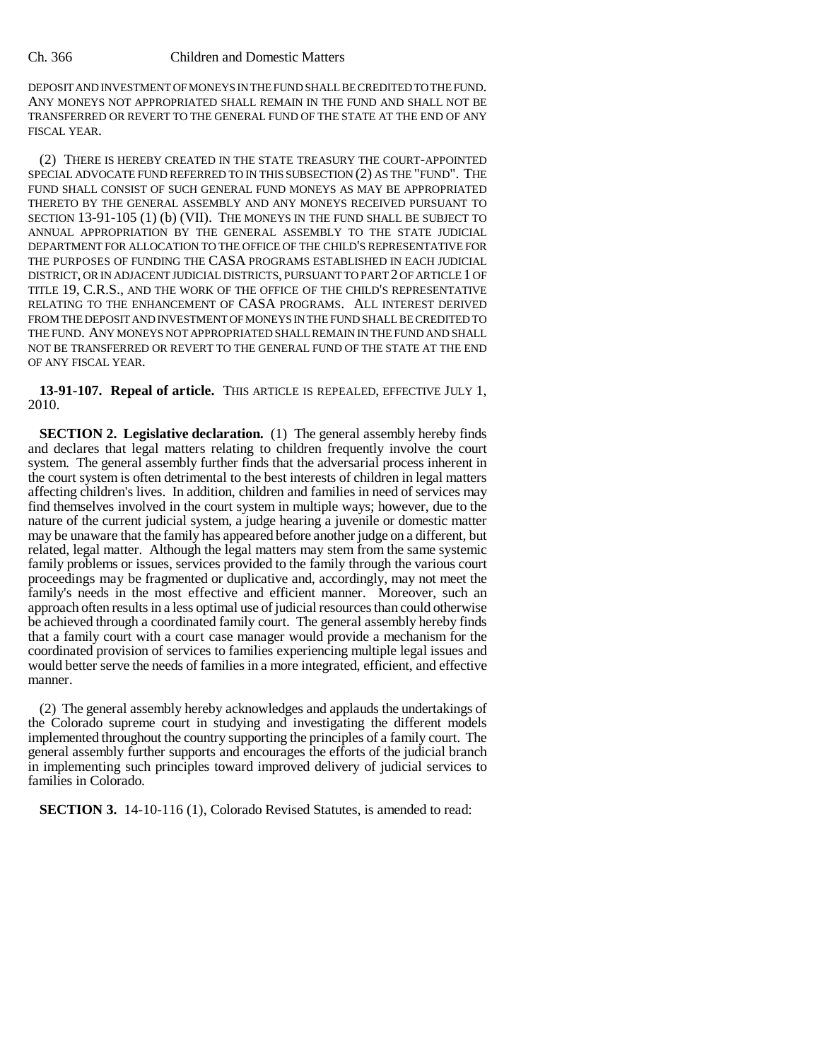DEPOSIT AND INVESTMENT OF MONEYS IN THE FUND SHALL BE CREDITED TO THE FUND. ANY MONEYS NOT APPROPRIATED SHALL REMAIN IN THE FUND AND SHALL NOT BE TRANSFERRED OR REVERT TO THE GENERAL FUND OF THE STATE AT THE END OF ANY FISCAL YEAR.

(2) THERE IS HEREBY CREATED IN THE STATE TREASURY THE COURT-APPOINTED SPECIAL ADVOCATE FUND REFERRED TO IN THIS SUBSECTION (2) AS THE "FUND". THE FUND SHALL CONSIST OF SUCH GENERAL FUND MONEYS AS MAY BE APPROPRIATED THERETO BY THE GENERAL ASSEMBLY AND ANY MONEYS RECEIVED PURSUANT TO SECTION 13-91-105 (1) (b) (VII). THE MONEYS IN THE FUND SHALL BE SUBJECT TO ANNUAL APPROPRIATION BY THE GENERAL ASSEMBLY TO THE STATE JUDICIAL DEPARTMENT FOR ALLOCATION TO THE OFFICE OF THE CHILD'S REPRESENTATIVE FOR THE PURPOSES OF FUNDING THE CASA PROGRAMS ESTABLISHED IN EACH JUDICIAL DISTRICT, OR IN ADJACENT JUDICIAL DISTRICTS, PURSUANT TO PART 2 OF ARTICLE 1 OF TITLE 19, C.R.S., AND THE WORK OF THE OFFICE OF THE CHILD'S REPRESENTATIVE RELATING TO THE ENHANCEMENT OF CASA PROGRAMS. ALL INTEREST DERIVED FROM THE DEPOSIT AND INVESTMENT OF MONEYS IN THE FUND SHALL BE CREDITED TO THE FUND. ANY MONEYS NOT APPROPRIATED SHALL REMAIN IN THE FUND AND SHALL NOT BE TRANSFERRED OR REVERT TO THE GENERAL FUND OF THE STATE AT THE END OF ANY FISCAL YEAR.

**13-91-107. Repeal of article.** THIS ARTICLE IS REPEALED, EFFECTIVE JULY 1, 2010.

**SECTION 2. Legislative declaration.** (1) The general assembly hereby finds and declares that legal matters relating to children frequently involve the court system. The general assembly further finds that the adversarial process inherent in the court system is often detrimental to the best interests of children in legal matters affecting children's lives. In addition, children and families in need of services may find themselves involved in the court system in multiple ways; however, due to the nature of the current judicial system, a judge hearing a juvenile or domestic matter may be unaware that the family has appeared before another judge on a different, but related, legal matter. Although the legal matters may stem from the same systemic family problems or issues, services provided to the family through the various court proceedings may be fragmented or duplicative and, accordingly, may not meet the family's needs in the most effective and efficient manner. Moreover, such an approach often results in a less optimal use of judicial resources than could otherwise be achieved through a coordinated family court. The general assembly hereby finds that a family court with a court case manager would provide a mechanism for the coordinated provision of services to families experiencing multiple legal issues and would better serve the needs of families in a more integrated, efficient, and effective manner.

(2) The general assembly hereby acknowledges and applauds the undertakings of the Colorado supreme court in studying and investigating the different models implemented throughout the country supporting the principles of a family court. The general assembly further supports and encourages the efforts of the judicial branch in implementing such principles toward improved delivery of judicial services to families in Colorado.

**SECTION 3.** 14-10-116 (1), Colorado Revised Statutes, is amended to read: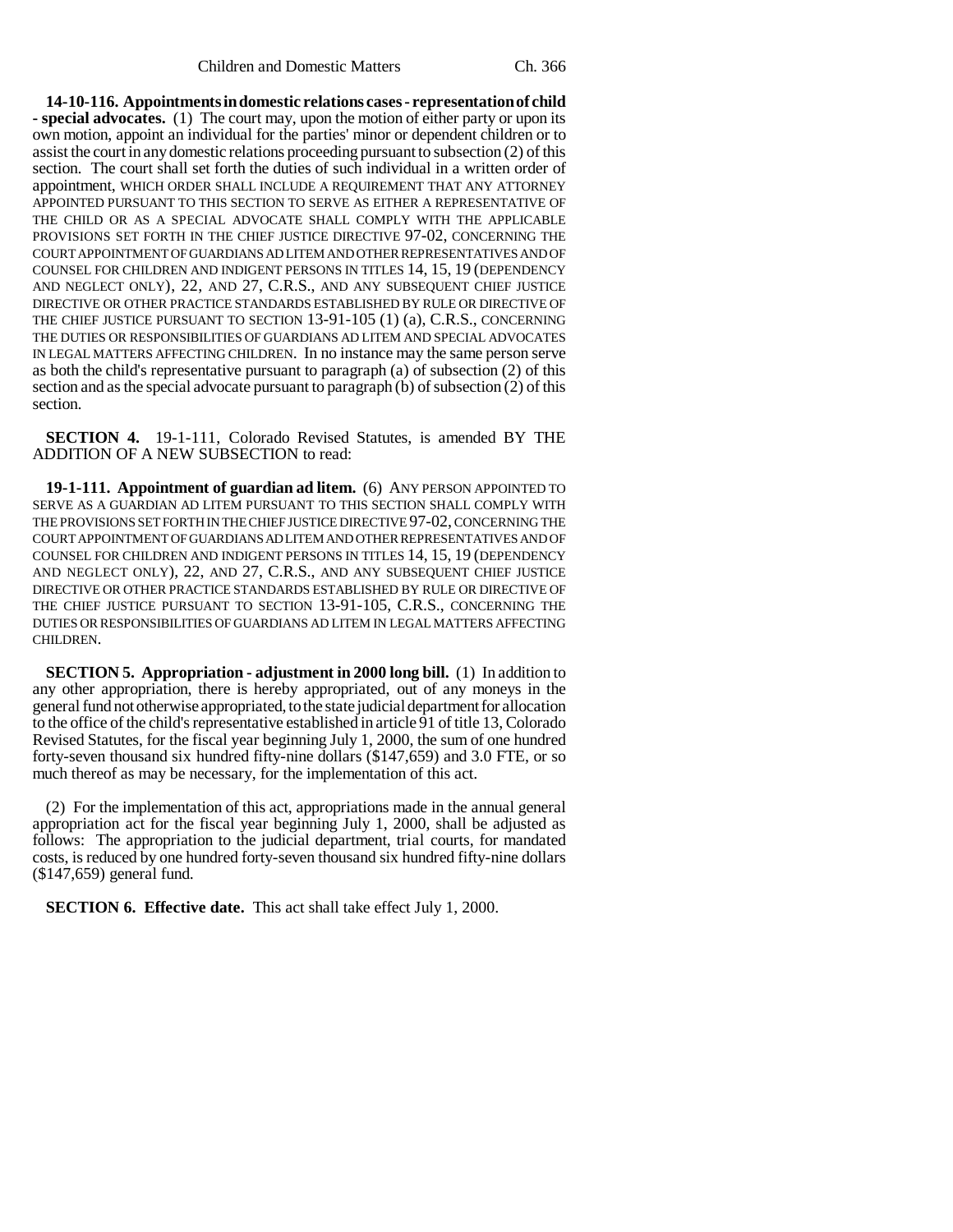**14-10-116. Appointments in domestic relations cases - representation of child - special advocates.** (1) The court may, upon the motion of either party or upon its own motion, appoint an individual for the parties' minor or dependent children or to assist the court in any domestic relations proceeding pursuant to subsection (2) of this section. The court shall set forth the duties of such individual in a written order of appointment, WHICH ORDER SHALL INCLUDE A REQUIREMENT THAT ANY ATTORNEY APPOINTED PURSUANT TO THIS SECTION TO SERVE AS EITHER A REPRESENTATIVE OF THE CHILD OR AS A SPECIAL ADVOCATE SHALL COMPLY WITH THE APPLICABLE PROVISIONS SET FORTH IN THE CHIEF JUSTICE DIRECTIVE 97-02, CONCERNING THE COURT APPOINTMENT OF GUARDIANS AD LITEM AND OTHER REPRESENTATIVES AND OF COUNSEL FOR CHILDREN AND INDIGENT PERSONS IN TITLES 14, 15, 19 (DEPENDENCY AND NEGLECT ONLY), 22, AND 27, C.R.S., AND ANY SUBSEQUENT CHIEF JUSTICE DIRECTIVE OR OTHER PRACTICE STANDARDS ESTABLISHED BY RULE OR DIRECTIVE OF THE CHIEF JUSTICE PURSUANT TO SECTION 13-91-105 (1) (a), C.R.S., CONCERNING THE DUTIES OR RESPONSIBILITIES OF GUARDIANS AD LITEM AND SPECIAL ADVOCATES IN LEGAL MATTERS AFFECTING CHILDREN. In no instance may the same person serve as both the child's representative pursuant to paragraph (a) of subsection (2) of this section and as the special advocate pursuant to paragraph (b) of subsection (2) of this section.

**SECTION 4.** 19-1-111, Colorado Revised Statutes, is amended BY THE ADDITION OF A NEW SUBSECTION to read:

**19-1-111. Appointment of guardian ad litem.** (6) ANY PERSON APPOINTED TO SERVE AS A GUARDIAN AD LITEM PURSUANT TO THIS SECTION SHALL COMPLY WITH THE PROVISIONS SET FORTH IN THE CHIEF JUSTICE DIRECTIVE 97-02, CONCERNING THE COURT APPOINTMENT OF GUARDIANS AD LITEM AND OTHER REPRESENTATIVES AND OF COUNSEL FOR CHILDREN AND INDIGENT PERSONS IN TITLES 14, 15, 19 (DEPENDENCY AND NEGLECT ONLY), 22, AND 27, C.R.S., AND ANY SUBSEQUENT CHIEF JUSTICE DIRECTIVE OR OTHER PRACTICE STANDARDS ESTABLISHED BY RULE OR DIRECTIVE OF THE CHIEF JUSTICE PURSUANT TO SECTION 13-91-105, C.R.S., CONCERNING THE DUTIES OR RESPONSIBILITIES OF GUARDIANS AD LITEM IN LEGAL MATTERS AFFECTING CHILDREN.

**SECTION 5. Appropriation - adjustment in 2000 long bill.** (1) In addition to any other appropriation, there is hereby appropriated, out of any moneys in the general fund not otherwise appropriated, to the state judicial department for allocation to the office of the child's representative established in article 91 of title 13, Colorado Revised Statutes, for the fiscal year beginning July 1, 2000, the sum of one hundred forty-seven thousand six hundred fifty-nine dollars ($147,659) and 3.0 FTE, or so much thereof as may be necessary, for the implementation of this act.

(2) For the implementation of this act, appropriations made in the annual general appropriation act for the fiscal year beginning July 1, 2000, shall be adjusted as follows: The appropriation to the judicial department, trial courts, for mandated costs, is reduced by one hundred forty-seven thousand six hundred fifty-nine dollars ($147,659) general fund.

**SECTION 6. Effective date.** This act shall take effect July 1, 2000.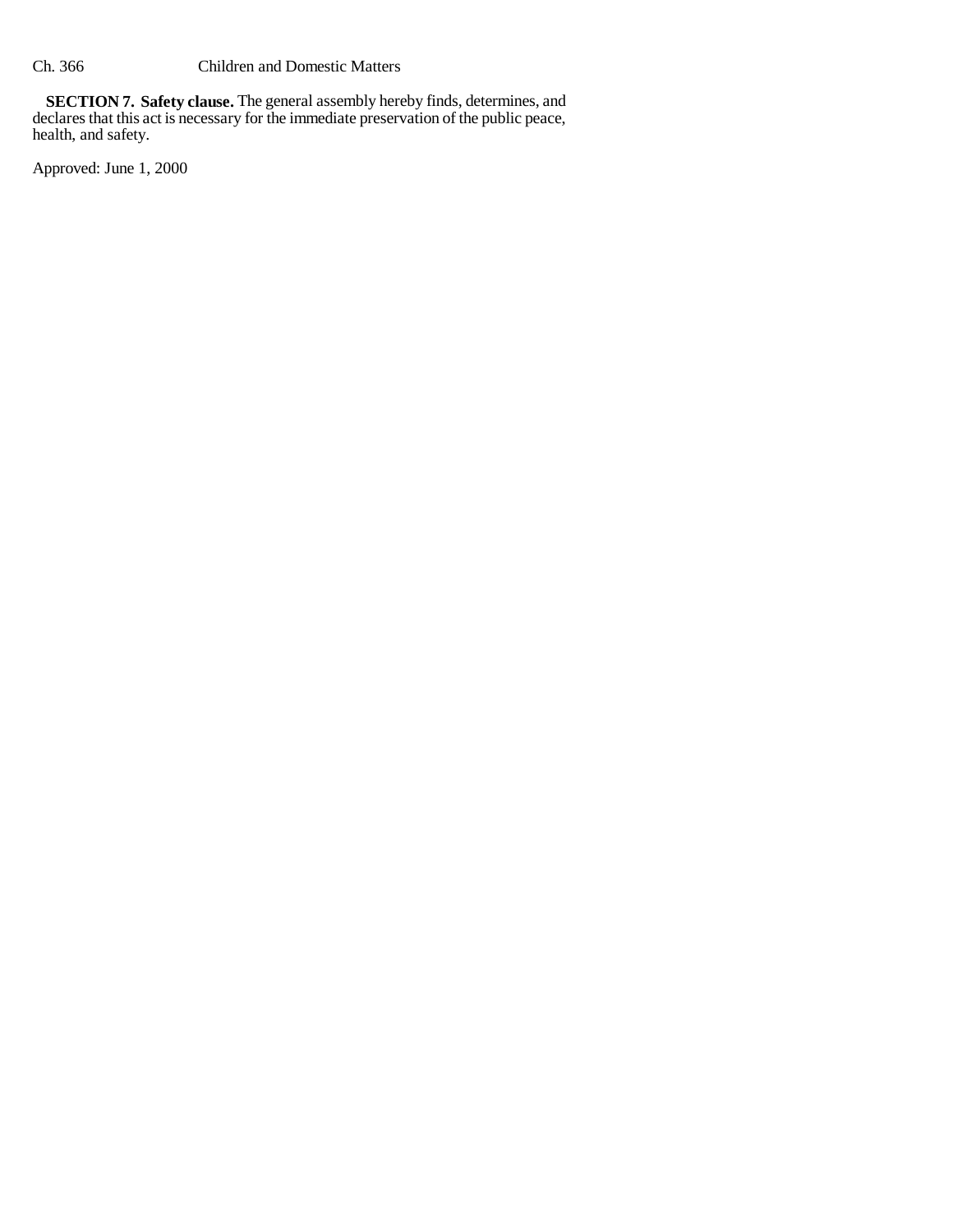**SECTION 7. Safety clause.** The general assembly hereby finds, determines, and declares that this act is necessary for the immediate preservation of the public peace, health, and safety.

Approved: June 1, 2000